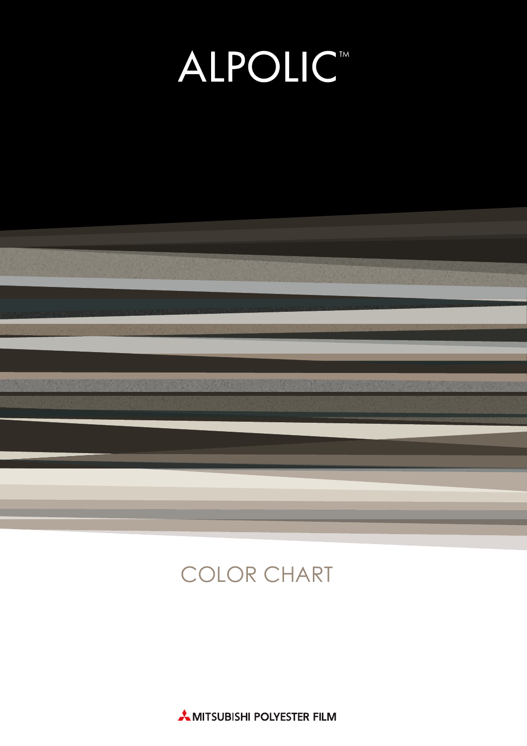# ALPOLIC™

## COLOR CHART

MITSUBISHI POLYESTER FILM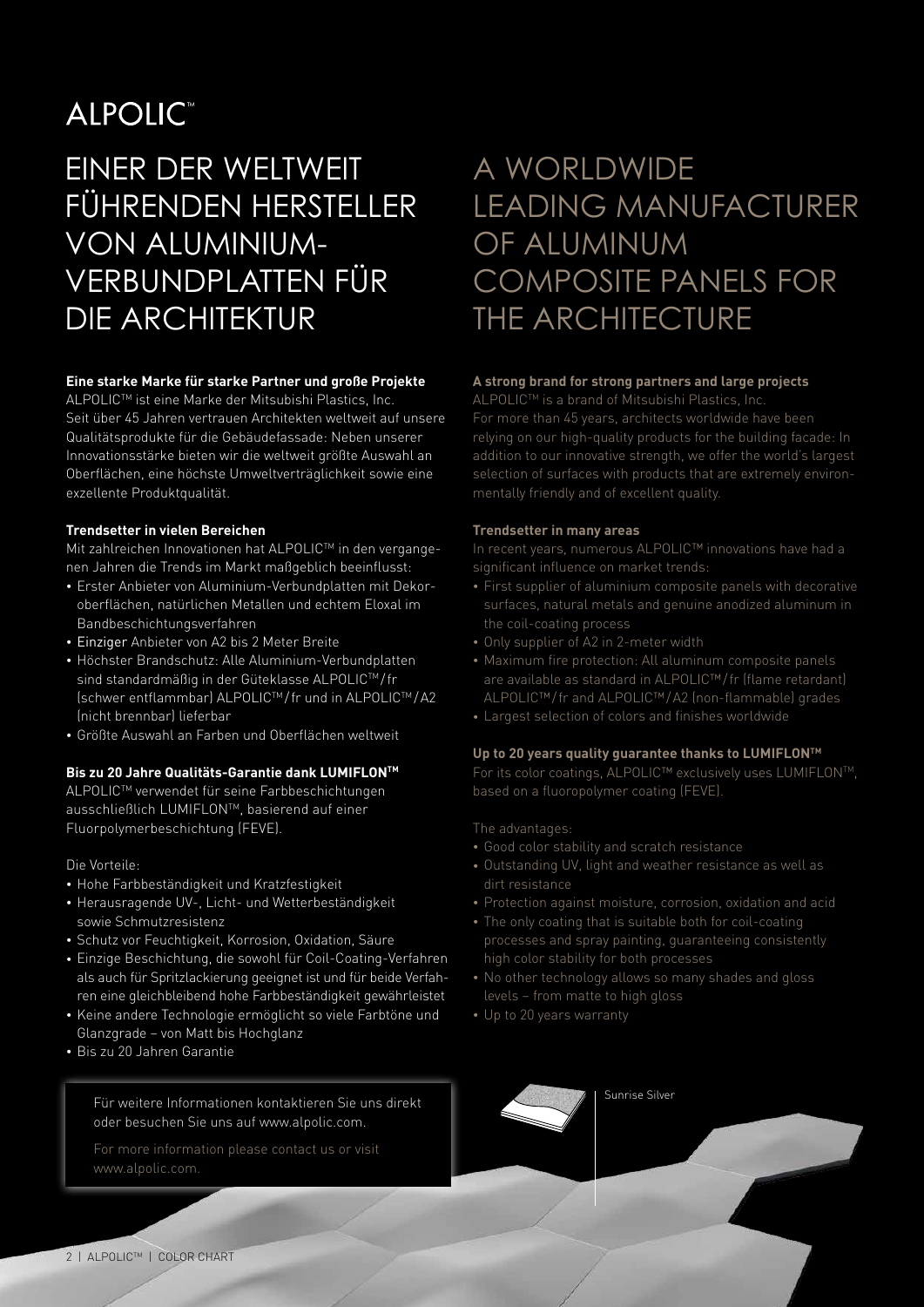# ALPOLIC™

## EINER DER WELTWEIT FÜHRENDEN HERSTELLER VON ALUMINIUM-VERBUNDPLATTEN FÜR DIE ARCHITEKTUR

**Eine starke Marke für starke Partner und große Projekte**

ALPOLIC™ ist eine Marke der Mitsubishi Plastics, Inc. Seit über 45 Jahren vertrauen Architekten weltweit auf unsere Qualitätsprodukte für die Gebäudefassade: Neben unserer Innovationsstärke bieten wir die weltweit größte Auswahl an Oberflächen, eine höchste Umweltverträglichkeit sowie eine exzellente Produktqualität.

**Trendsetter in vielen Bereichen**

Mit zahlreichen Innovationen hat ALPOLIC™ in den vergangenen Jahren die Trends im Markt maßgeblich beeinflusst:

- Erster Anbieter von Aluminium-Verbundplatten mit Dekoroberflächen, natürlichen Metallen und echtem Eloxal im Bandbeschichtungsverfahren
- Einziger Anbieter von A2 bis 2 Meter Breite
- Höchster Brandschutz: Alle Aluminium-Verbundplatten sind standardmäßig in der Güteklasse ALPOLIC™/fr (schwer entflammbar) ALPOLIC™/fr und in ALPOLIC™/A2 (nicht brennbar) lieferbar
- Größte Auswahl an Farben und Oberflächen weltweit

**Bis zu 20 Jahre Qualitäts-Garantie dank LUMIFLON™**

ALPOLIC™ verwendet für seine Farbbeschichtungen ausschließlich LUMIFLON™, basierend auf einer Fluorpolymerbeschichtung (FEVE).

Die Vorteile:

- Hohe Farbbeständigkeit und Kratzfestigkeit
- Herausragende UV-, Licht- und Wetterbeständigkeit sowie Schmutzresistenz
- Schutz vor Feuchtigkeit, Korrosion, Oxidation, Säure
- Einzige Beschichtung, die sowohl für Coil-Coating-Verfahren als auch für Spritzlackierung geeignet ist und für beide Verfahren eine gleichbleibend hohe Farbbeständigkeit gewährleistet
- Keine andere Technologie ermöglicht so viele Farbtöne und Glanzgrade – von Matt bis Hochglanz
- Bis zu 20 Jahren Garantie

## A WORLDWIDE LEADING MANUFACTURER OF ALUMINUM COMPOSITE PANELS FOR THE ARCHITECTURE

**A strong brand for strong partners and large projects**

ALPOLIC™ is a brand of Mitsubishi Plastics, Inc. For more than 45 years, architects worldwide have been relying on our high-quality products for the building facade: In addition to our innovative strength, we offer the world's largest selection of surfaces with products that are extremely environmentally friendly and of excellent quality.

**Trendsetter in many areas**

In recent years, numerous ALPOLIC™ innovations have had a significant influence on market trends:

- First supplier of aluminium composite panels with decorative surfaces, natural metals and genuine anodized aluminum in the coil-coating process
- Only supplier of A2 in 2-meter width
- Maximum fire protection: All aluminum composite panels are available as standard in ALPOLIC™/fr (flame retardant) ALPOLIC™/fr and ALPOLIC™/A2 (non-flammable) grades
- Largest selection of colors and finishes worldwide

**Up to 20 years quality guarantee thanks to LUMIFLON™**

For its color coatings, ALPOLIC™ exclusively uses LUMIFLON™, based on a fluoropolymer coating (FEVE).

The advantages:

- Good color stability and scratch resistance
- Outstanding UV, light and weather resistance as well as dirt resistance
- Protection against moisture, corrosion, oxidation and acid
- The only coating that is suitable both for coil-coating processes and spray painting, guaranteeing consistently high color stability for both processes
- No other technology allows so many shades and gloss levels – from matte to high gloss
- Up to 20 years warranty

Für weitere Informationen kontaktieren Sie uns direkt oder besuchen Sie uns auf www.alpolic.com.

For more information please contact us or visit www.alpolic.com.

Sunrise Silver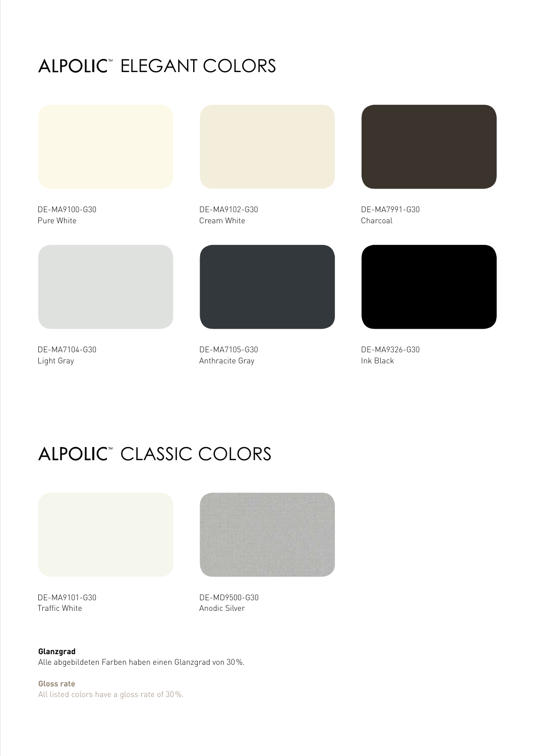# ALPOLIC™ ELEGANT COLORS

DE-MA9100-G30
Pure White

DE-MA9102-G30
Cream White

DE-MA7991-G30
Charcoal

DE-MA7104-G30
Light Gray

DE-MA7105-G30
Anthracite Gray

DE-MA9326-G30
Ink Black

# ALPOLIC™ CLASSIC COLORS

DE-MA9101-G30
Traffic White

DE-MD9500-G30
Anodic Silver

**Glanzgrad**
Alle abgebildeten Farben haben einen Glanzgrad von 30 %.

**Gloss rate**
All listed colors have a gloss rate of 30 %.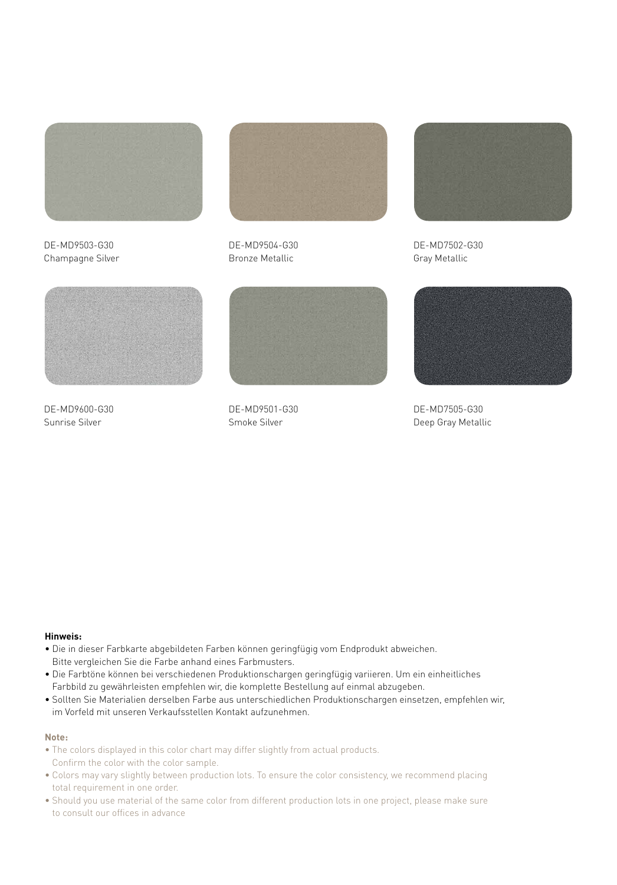DE-MD9503-G30
Champagne Silver

DE-MD9504-G30
Bronze Metallic

DE-MD7502-G30
Gray Metallic

DE-MD9600-G30
Sunrise Silver

DE-MD9501-G30
Smoke Silver

DE-MD7505-G30
Deep Gray Metallic

**Hinweis:**

- Die in dieser Farbkarte abgebildeten Farben können geringfügig vom Endprodukt abweichen. Bitte vergleichen Sie die Farbe anhand eines Farbmusters.
- Die Farbtöne können bei verschiedenen Produktionschargen geringfügig variieren. Um ein einheitliches Farbbild zu gewährleisten empfehlen wir, die komplette Bestellung auf einmal abzugeben.
- Sollten Sie Materialien derselben Farbe aus unterschiedlichen Produktionschargen einsetzen, empfehlen wir, im Vorfeld mit unseren Verkaufsstellen Kontakt aufzunehmen.

**Note:**

- The colors displayed in this color chart may differ slightly from actual products. Confirm the color with the color sample.
- Colors may vary slightly between production lots. To ensure the color consistency, we recommend placing total requirement in one order.
- Should you use material of the same color from different production lots in one project, please make sure to consult our offices in advance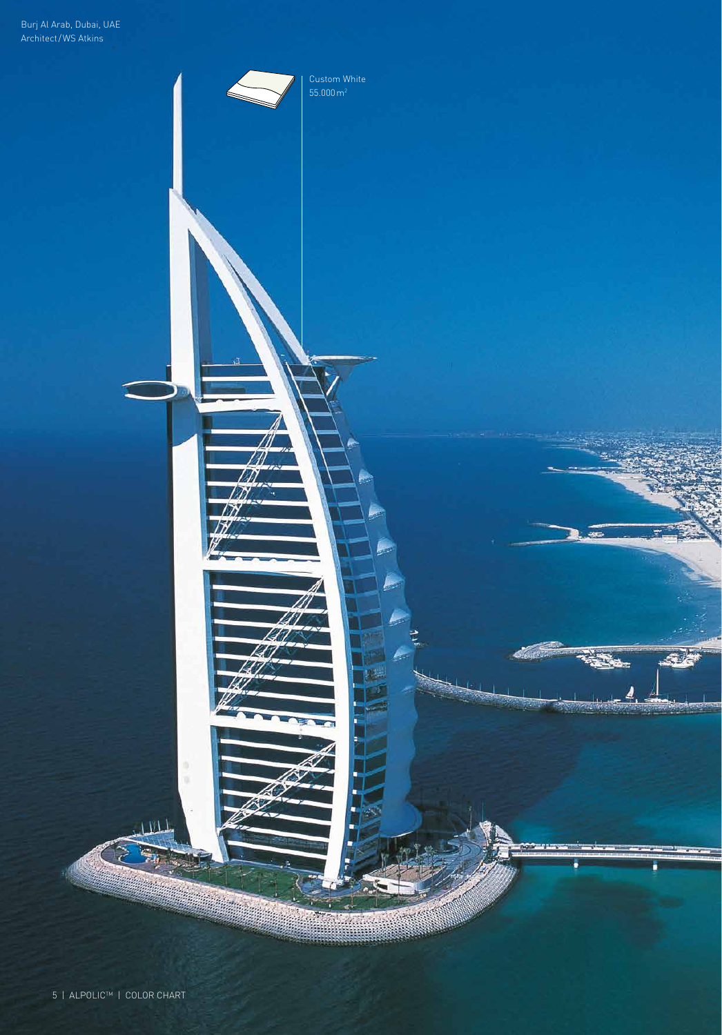Burj Al Arab, Dubai, UAE
Architect/WS Atkins

Custom White
55.000 m²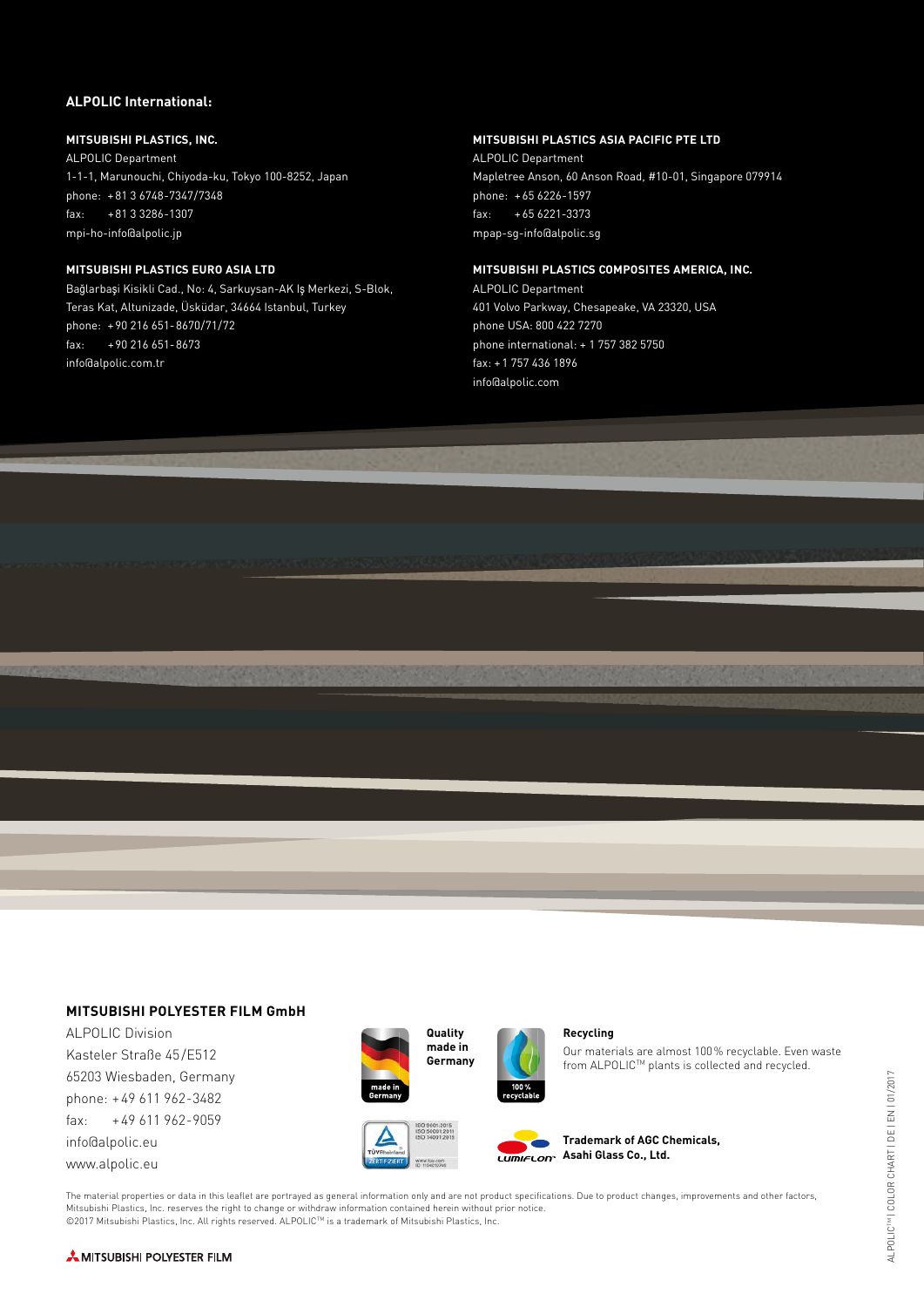## ALPOLIC International:

**MITSUBISHI PLASTICS, INC.**
ALPOLIC Department
1-1-1, Marunouchi, Chiyoda-ku, Tokyo 100-8252, Japan
phone: +81 3 6748-7347/7348
fax: +81 3 3286-1307
mpi-ho-info@alpolic.jp

**MITSUBISHI PLASTICS EURO ASIA LTD**
Bağlarbaşi Kisikli Cad., No: 4, Sarkuysan-AK Iş Merkezi, S-Blok,
Teras Kat, Altunizade, Üsküdar, 34664 Istanbul, Turkey
phone: +90 216 651-8670/71/72
fax: +90 216 651-8673
info@alpolic.com.tr

**MITSUBISHI PLASTICS ASIA PACIFIC PTE LTD**
ALPOLIC Department
Mapletree Anson, 60 Anson Road, #10-01, Singapore 079914
phone: +65 6226-1597
fax: +65 6221-3373
mpap-sg-info@alpolic.sg

**MITSUBISHI PLASTICS COMPOSITES AMERICA, INC.**
ALPOLIC Department
401 Volvo Parkway, Chesapeake, VA 23320, USA
phone USA: 800 422 7270
phone international: + 1 757 382 5750
fax: + 1 757 436 1896
info@alpolic.com

**MITSUBISHI POLYESTER FILM GmbH**
ALPOLIC Division
Kasteler Straße 45/E512
65203 Wiesbaden, Germany
phone: +49 611 962-3482
fax: +49 611 962-9059
info@alpolic.eu
www.alpolic.eu

made in Germany

**Quality made in Germany**

100 % recyclable

**Recycling**
Our materials are almost 100 % recyclable. Even waste from ALPOLIC™ plants is collected and recycled.

TÜVRheinland ZERTIFIZIERT ISO 9001:2015 ISO 50001:2011 ISO 14001:2015 www.tuv.com ID 1104027496

LUMIFLON **Trademark of AGC Chemicals, Asahi Glass Co., Ltd.**

The material properties or data in this leaflet are portrayed as general information only and are not product specifications. Due to product changes, improvements and other factors, Mitsubishi Plastics, Inc. reserves the right to change or withdraw information contained herein without prior notice.
©2017 Mitsubishi Plastics, Inc. All rights reserved. ALPOLIC™ is a trademark of Mitsubishi Plastics, Inc.

MITSUBISHI POLYESTER FILM

ALPOLIC™ | COLOR CHART | DE | EN | 01/2017